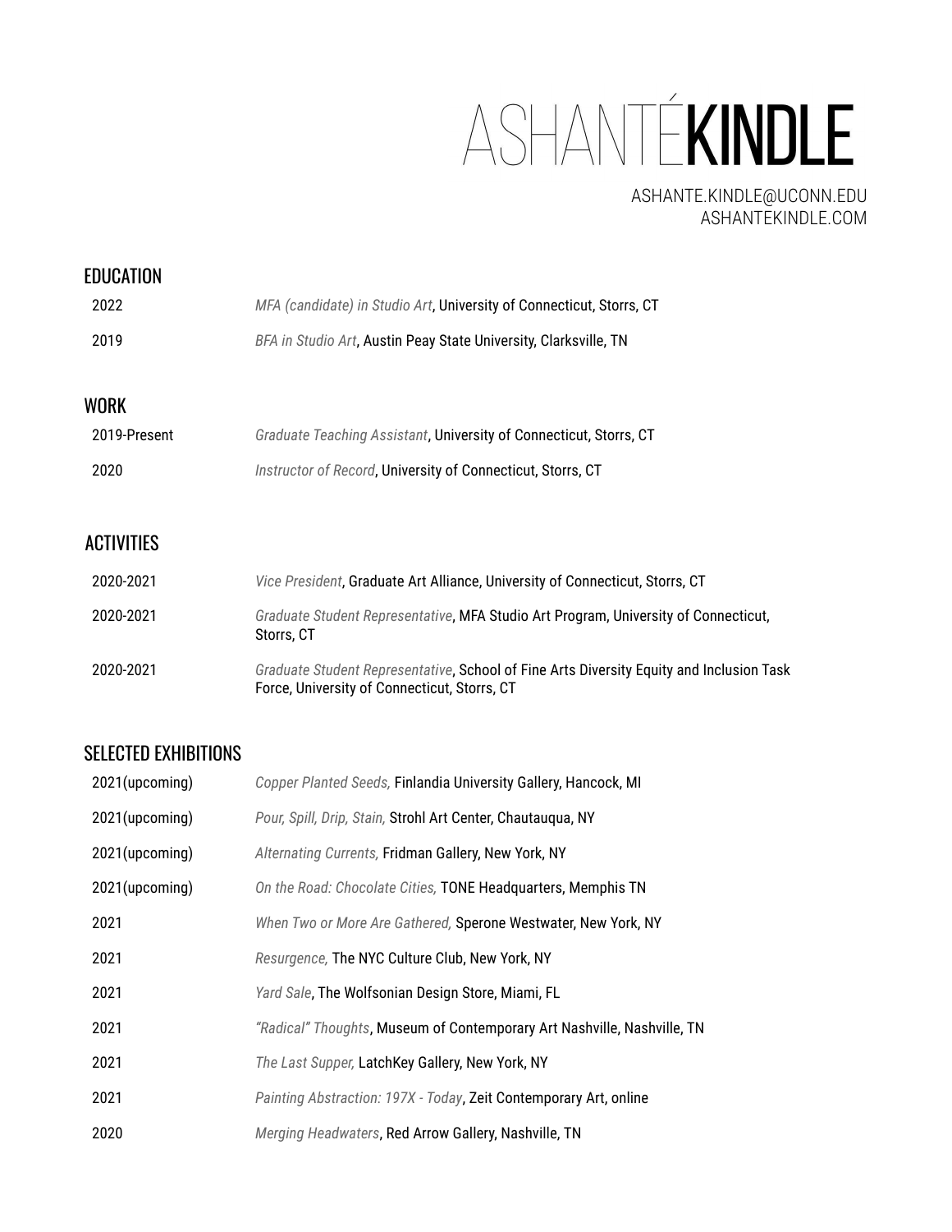# ASHANTÉ KINDLE

ASHANTE.KINDLE@UCONN.EDU
ASHANTEKINDLE.COM

## EDUCATION

| | |
|---|---|
| 2022 | *MFA (candidate) in Studio Art*, University of Connecticut, Storrs, CT |
| 2019 | *BFA in Studio Art*, Austin Peay State University, Clarksville, TN |

## WORK

| | |
|---|---|
| 2019-Present | *Graduate Teaching Assistant*, University of Connecticut, Storrs, CT |
| 2020 | *Instructor of Record*, University of Connecticut, Storrs, CT |

## ACTIVITIES

| | |
|---|---|
| 2020-2021 | *Vice President*, Graduate Art Alliance, University of Connecticut, Storrs, CT |
| 2020-2021 | *Graduate Student Representative*, MFA Studio Art Program, University of Connecticut, Storrs, CT |
| 2020-2021 | *Graduate Student Representative*, School of Fine Arts Diversity Equity and Inclusion Task Force, University of Connecticut, Storrs, CT |

## SELECTED EXHIBITIONS

| | |
|---|---|
| 2021(upcoming) | *Copper Planted Seeds,* Finlandia University Gallery, Hancock, MI |
| 2021(upcoming) | *Pour, Spill, Drip, Stain,* Strohl Art Center, Chautauqua, NY |
| 2021(upcoming) | *Alternating Currents,* Fridman Gallery, New York, NY |
| 2021(upcoming) | *On the Road: Chocolate Cities,* TONE Headquarters, Memphis TN |
| 2021 | *When Two or More Are Gathered,* Sperone Westwater, New York, NY |
| 2021 | *Resurgence,* The NYC Culture Club, New York, NY |
| 2021 | *Yard Sale*, The Wolfsonian Design Store, Miami, FL |
| 2021 | *"Radical" Thoughts*, Museum of Contemporary Art Nashville, Nashville, TN |
| 2021 | *The Last Supper,* LatchKey Gallery, New York, NY |
| 2021 | *Painting Abstraction: 197X - Today*, Zeit Contemporary Art, online |
| 2020 | *Merging Headwaters*, Red Arrow Gallery, Nashville, TN |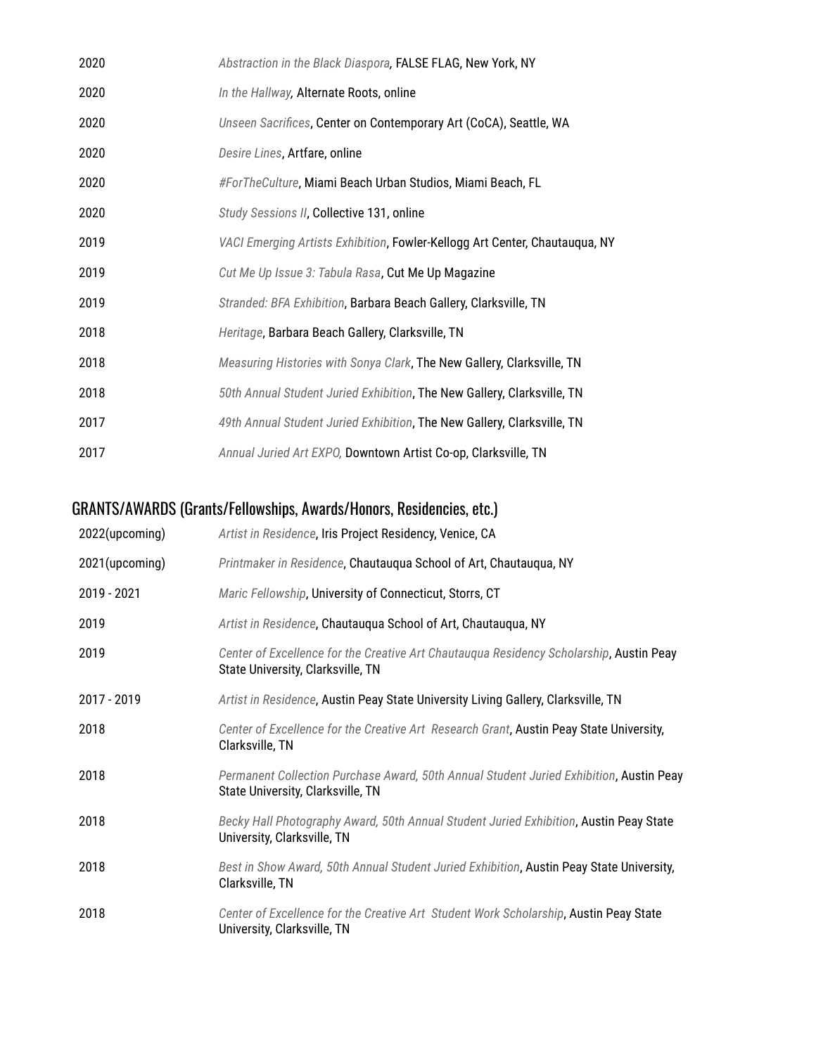| | |
|---|---|
| 2020 | *Abstraction in the Black Diaspora,* FALSE FLAG, New York, NY |
| 2020 | *In the Hallway,* Alternate Roots, online |
| 2020 | *Unseen Sacrifices*, Center on Contemporary Art (CoCA), Seattle, WA |
| 2020 | *Desire Lines*, Artfare, online |
| 2020 | *#ForTheCulture*, Miami Beach Urban Studios, Miami Beach, FL |
| 2020 | *Study Sessions II*, Collective 131, online |
| 2019 | *VACI Emerging Artists Exhibition*, Fowler-Kellogg Art Center, Chautauqua, NY |
| 2019 | *Cut Me Up Issue 3: Tabula Rasa*, Cut Me Up Magazine |
| 2019 | *Stranded: BFA Exhibition*, Barbara Beach Gallery, Clarksville, TN |
| 2018 | *Heritage*, Barbara Beach Gallery, Clarksville, TN |
| 2018 | *Measuring Histories with Sonya Clark*, The New Gallery, Clarksville, TN |
| 2018 | *50th Annual Student Juried Exhibition*, The New Gallery, Clarksville, TN |
| 2017 | *49th Annual Student Juried Exhibition*, The New Gallery, Clarksville, TN |
| 2017 | *Annual Juried Art EXPO,* Downtown Artist Co-op, Clarksville, TN |

## GRANTS/AWARDS (Grants/Fellowships, Awards/Honors, Residencies, etc.)

| | |
|---|---|
| 2022(upcoming) | *Artist in Residence*, Iris Project Residency, Venice, CA |
| 2021(upcoming) | *Printmaker in Residence*, Chautauqua School of Art, Chautauqua, NY |
| 2019 - 2021 | *Maric Fellowship*, University of Connecticut, Storrs, CT |
| 2019 | *Artist in Residence*, Chautauqua School of Art, Chautauqua, NY |
| 2019 | *Center of Excellence for the Creative Art Chautauqua Residency Scholarship*, Austin Peay State University, Clarksville, TN |
| 2017 - 2019 | *Artist in Residence*, Austin Peay State University Living Gallery, Clarksville, TN |
| 2018 | *Center of Excellence for the Creative Art Research Grant*, Austin Peay State University, Clarksville, TN |
| 2018 | *Permanent Collection Purchase Award, 50th Annual Student Juried Exhibition*, Austin Peay State University, Clarksville, TN |
| 2018 | *Becky Hall Photography Award, 50th Annual Student Juried Exhibition*, Austin Peay State University, Clarksville, TN |
| 2018 | *Best in Show Award, 50th Annual Student Juried Exhibition*, Austin Peay State University, Clarksville, TN |
| 2018 | *Center of Excellence for the Creative Art Student Work Scholarship*, Austin Peay State University, Clarksville, TN |